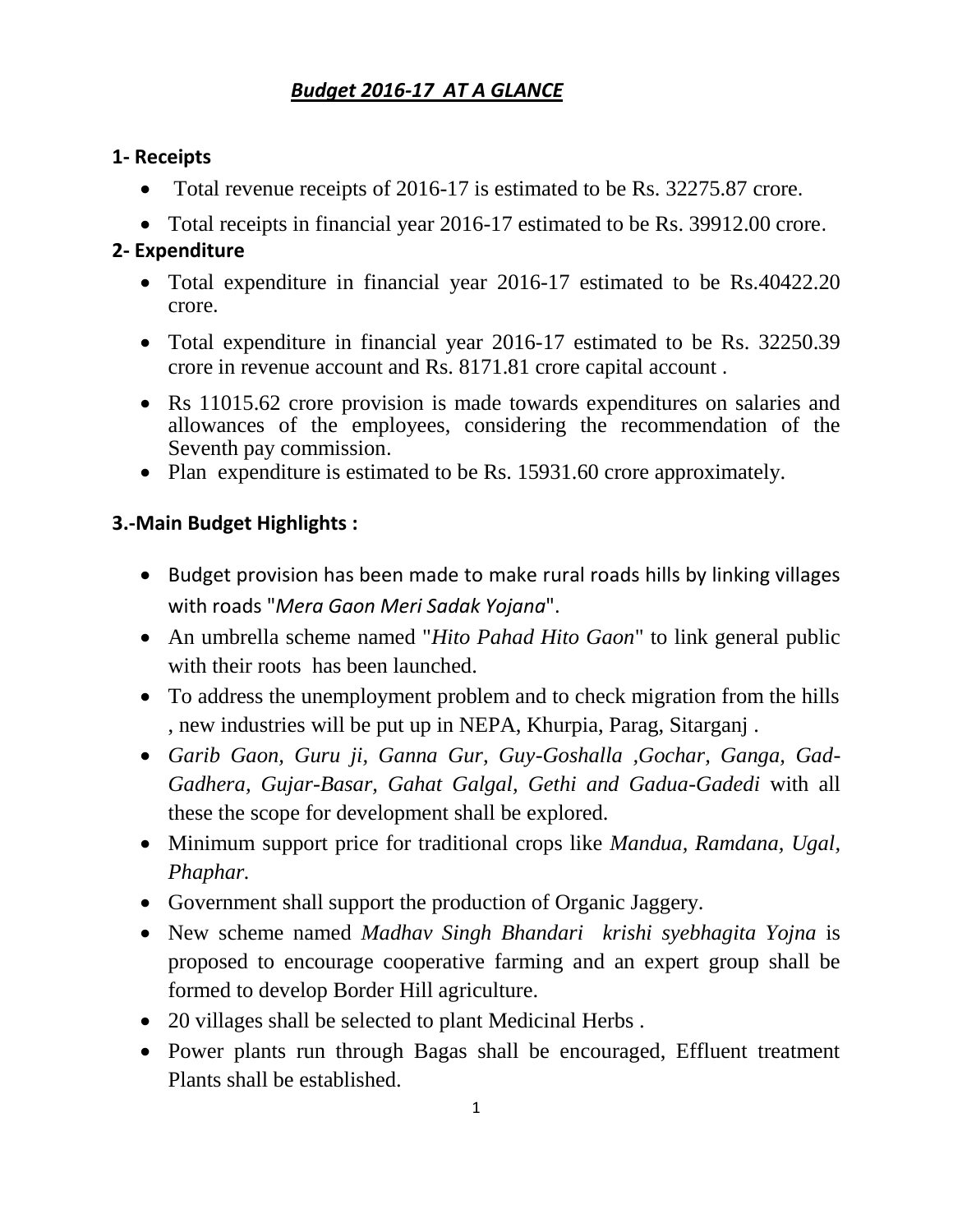# ***Budget 2016-17 AT A GLANCE***

## 1- Receipts

- Total revenue receipts of 2016-17 is estimated to be Rs. 32275.87 crore.
- Total receipts in financial year 2016-17 estimated to be Rs. 39912.00 crore.

## 2- Expenditure

- Total expenditure in financial year 2016-17 estimated to be Rs.40422.20 crore.
- Total expenditure in financial year 2016-17 estimated to be Rs. 32250.39 crore in revenue account and Rs. 8171.81 crore capital account .
- Rs 11015.62 crore provision is made towards expenditures on salaries and allowances of the employees, considering the recommendation of the Seventh pay commission.
- Plan expenditure is estimated to be Rs. 15931.60 crore approximately.

## 3.-Main Budget Highlights :

- Budget provision has been made to make rural roads hills by linking villages with roads "*Mera Gaon Meri Sadak Yojana*".
- An umbrella scheme named "*Hito Pahad Hito Gaon*" to link general public with their roots has been launched.
- To address the unemployment problem and to check migration from the hills , new industries will be put up in NEPA, Khurpia, Parag, Sitarganj .
- *Garib Gaon, Guru ji, Ganna Gur, Guy-Goshalla ,Gochar, Ganga, Gad-Gadhera, Gujar-Basar, Gahat Galgal, Gethi and Gadua-Gadedi* with all these the scope for development shall be explored.
- Minimum support price for traditional crops like *Mandua, Ramdana, Ugal, Phaphar.*
- Government shall support the production of Organic Jaggery.
- New scheme named *Madhav Singh Bhandari krishi syebhagita Yojna* is proposed to encourage cooperative farming and an expert group shall be formed to develop Border Hill agriculture.
- 20 villages shall be selected to plant Medicinal Herbs .
- Power plants run through Bagas shall be encouraged, Effluent treatment Plants shall be established.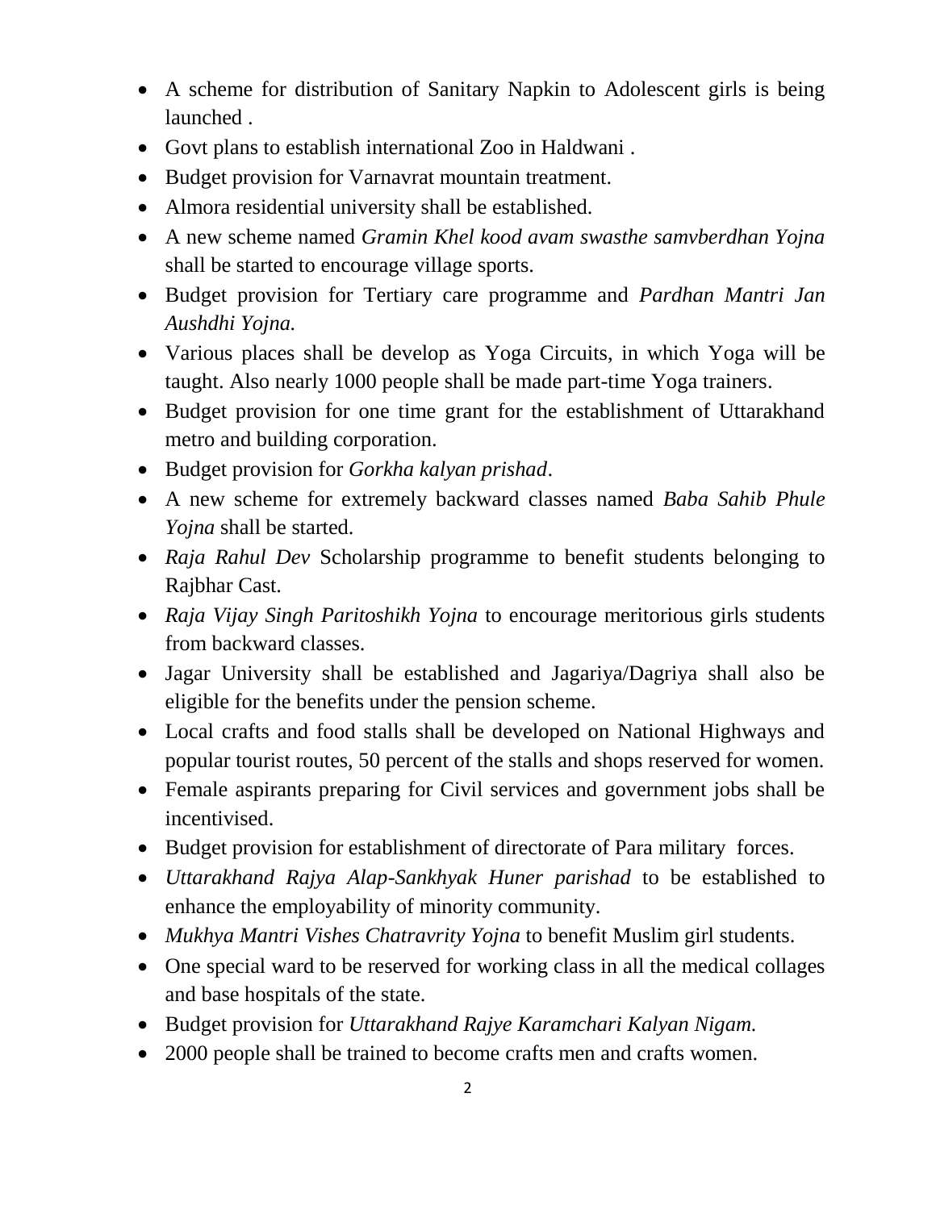- A scheme for distribution of Sanitary Napkin to Adolescent girls is being launched .
- Govt plans to establish international Zoo in Haldwani .
- Budget provision for Varnavrat mountain treatment.
- Almora residential university shall be established.
- A new scheme named *Gramin Khel kood avam swasthe samvberdhan Yojna* shall be started to encourage village sports.
- Budget provision for Tertiary care programme and *Pardhan Mantri Jan Aushdhi Yojna.*
- Various places shall be develop as Yoga Circuits, in which Yoga will be taught. Also nearly 1000 people shall be made part-time Yoga trainers.
- Budget provision for one time grant for the establishment of Uttarakhand metro and building corporation.
- Budget provision for *Gorkha kalyan prishad*.
- A new scheme for extremely backward classes named *Baba Sahib Phule Yojna* shall be started.
- *Raja Rahul Dev* Scholarship programme to benefit students belonging to Rajbhar Cast.
- *Raja Vijay Singh Paritoshikh Yojna* to encourage meritorious girls students from backward classes.
- Jagar University shall be established and Jagariya/Dagriya shall also be eligible for the benefits under the pension scheme.
- Local crafts and food stalls shall be developed on National Highways and popular tourist routes, 50 percent of the stalls and shops reserved for women.
- Female aspirants preparing for Civil services and government jobs shall be incentivised.
- Budget provision for establishment of directorate of Para military forces.
- *Uttarakhand Rajya Alap-Sankhyak Huner parishad* to be established to enhance the employability of minority community.
- *Mukhya Mantri Vishes Chatravrity Yojna* to benefit Muslim girl students.
- One special ward to be reserved for working class in all the medical collages and base hospitals of the state.
- Budget provision for *Uttarakhand Rajye Karamchari Kalyan Nigam.*
- 2000 people shall be trained to become crafts men and crafts women.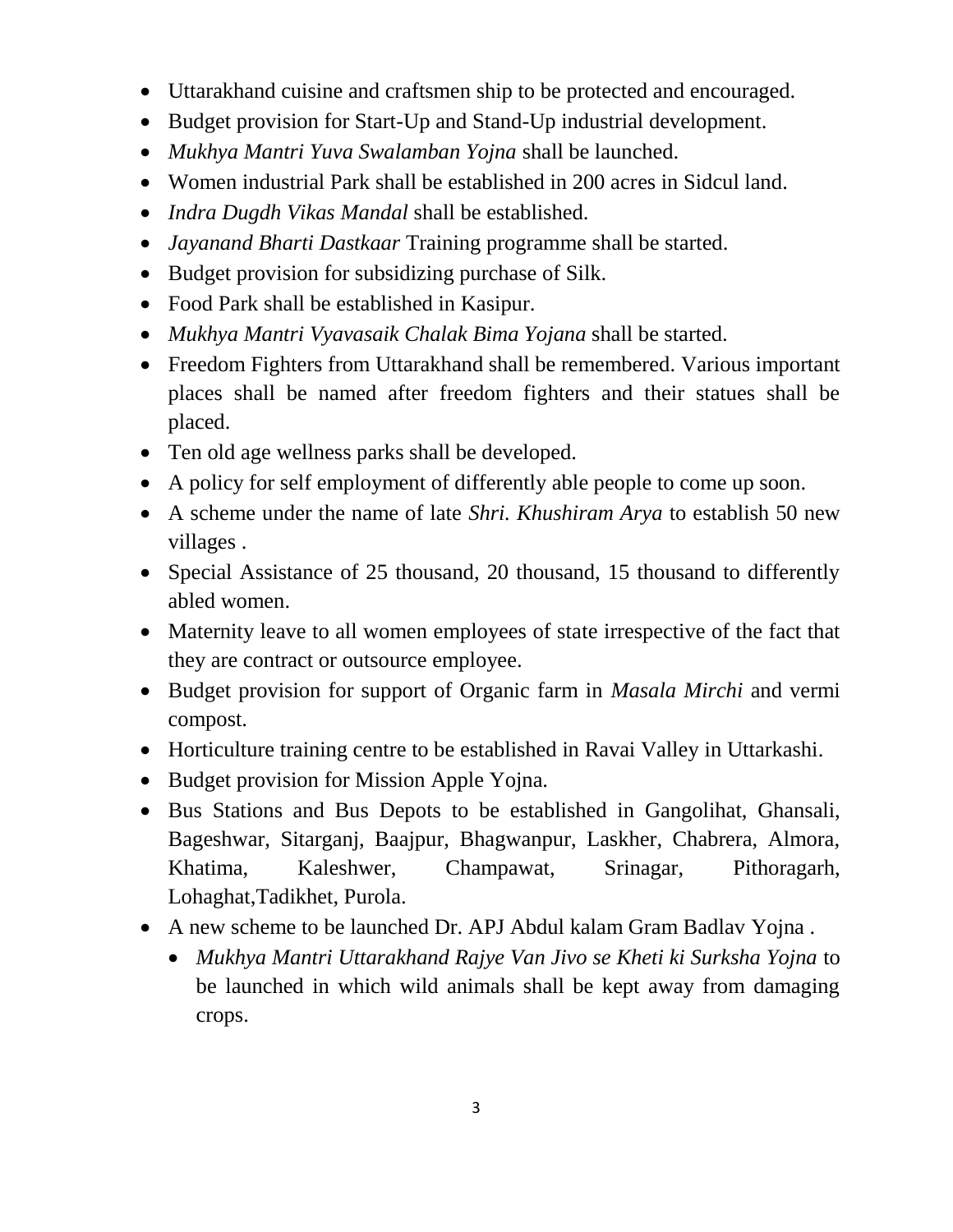- Uttarakhand cuisine and craftsmen ship to be protected and encouraged.
- Budget provision for Start-Up and Stand-Up industrial development.
- *Mukhya Mantri Yuva Swalamban Yojna* shall be launched.
- Women industrial Park shall be established in 200 acres in Sidcul land.
- *Indra Dugdh Vikas Mandal* shall be established.
- *Jayanand Bharti Dastkaar* Training programme shall be started.
- Budget provision for subsidizing purchase of Silk.
- Food Park shall be established in Kasipur.
- *Mukhya Mantri Vyavasaik Chalak Bima Yojana* shall be started.
- Freedom Fighters from Uttarakhand shall be remembered. Various important places shall be named after freedom fighters and their statues shall be placed.
- Ten old age wellness parks shall be developed.
- A policy for self employment of differently able people to come up soon.
- A scheme under the name of late *Shri. Khushiram Arya* to establish 50 new villages .
- Special Assistance of 25 thousand, 20 thousand, 15 thousand to differently abled women.
- Maternity leave to all women employees of state irrespective of the fact that they are contract or outsource employee.
- Budget provision for support of Organic farm in *Masala Mirchi* and vermi compost.
- Horticulture training centre to be established in Ravai Valley in Uttarkashi.
- Budget provision for Mission Apple Yojna.
- Bus Stations and Bus Depots to be established in Gangolihat, Ghansali, Bageshwar, Sitarganj, Baajpur, Bhagwanpur, Laskher, Chabrera, Almora, Khatima, Kaleshwer, Champawat, Srinagar, Pithoragarh, Lohaghat,Tadikhet, Purola.
- A new scheme to be launched Dr. APJ Abdul kalam Gram Badlav Yojna .
  - *Mukhya Mantri Uttarakhand Rajye Van Jivo se Kheti ki Surksha Yojna* to be launched in which wild animals shall be kept away from damaging crops.